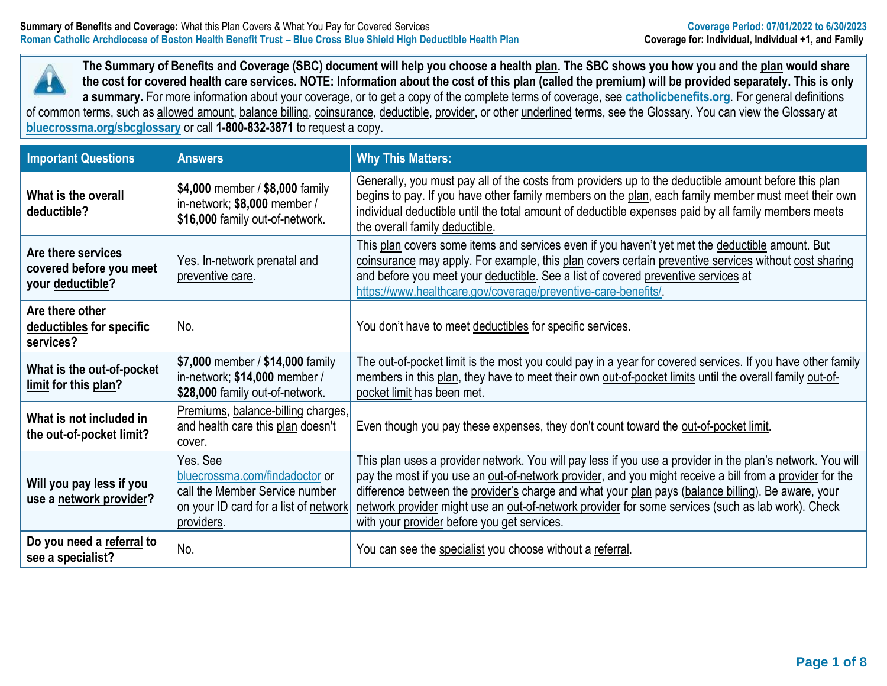**Summary of Benefits and Coverage:** What this Plan Covers & What You Pay for Covered Services
**Roman Catholic Archdiocese of Boston Health Benefit Trust – Blue Cross Blue Shield High Deductible Health Plan**

**Coverage Period: 07/01/2022 to 6/30/2023**
**Coverage for: Individual, Individual +1, and Family**

**The Summary of Benefits and Coverage (SBC) document will help you choose a health plan. The SBC shows you how you and the plan would share the cost for covered health care services. NOTE: Information about the cost of this plan (called the premium) will be provided separately. This is only a summary.** For more information about your coverage, or to get a copy of the complete terms of coverage, see **catholicbenefits.org**. For general definitions of common terms, such as allowed amount, balance billing, coinsurance, deductible, provider, or other underlined terms, see the Glossary. You can view the Glossary at **bluecrossma.org/sbcglossary** or call **1-800-832-3871** to request a copy.

| Important Questions | Answers | Why This Matters: |
|---|---|---|
| **What is the overall deductible?** | **$4,000** member / **$8,000** family in-network; **$8,000** member / **$16,000** family out-of-network. | Generally, you must pay all of the costs from providers up to the deductible amount before this plan begins to pay. If you have other family members on the plan, each family member must meet their own individual deductible until the total amount of deductible expenses paid by all family members meets the overall family deductible. |
| **Are there services covered before you meet your deductible?** | Yes. In-network prenatal and preventive care. | This plan covers some items and services even if you haven't yet met the deductible amount. But coinsurance may apply. For example, this plan covers certain preventive services without cost sharing and before you meet your deductible. See a list of covered preventive services at https://www.healthcare.gov/coverage/preventive-care-benefits/. |
| **Are there other deductibles for specific services?** | No. | You don't have to meet deductibles for specific services. |
| **What is the out-of-pocket limit for this plan?** | **$7,000** member / **$14,000** family in-network; **$14,000** member / **$28,000** family out-of-network. | The out-of-pocket limit is the most you could pay in a year for covered services. If you have other family members in this plan, they have to meet their own out-of-pocket limits until the overall family out-of-pocket limit has been met. |
| **What is not included in the out-of-pocket limit?** | Premiums, balance-billing charges, and health care this plan doesn't cover. | Even though you pay these expenses, they don't count toward the out-of-pocket limit. |
| **Will you pay less if you use a network provider?** | Yes. See bluecrossma.com/findadoctor or call the Member Service number on your ID card for a list of network providers. | This plan uses a provider network. You will pay less if you use a provider in the plan's network. You will pay the most if you use an out-of-network provider, and you might receive a bill from a provider for the difference between the provider's charge and what your plan pays (balance billing). Be aware, your network provider might use an out-of-network provider for some services (such as lab work). Check with your provider before you get services. |
| **Do you need a referral to see a specialist?** | No. | You can see the specialist you choose without a referral. |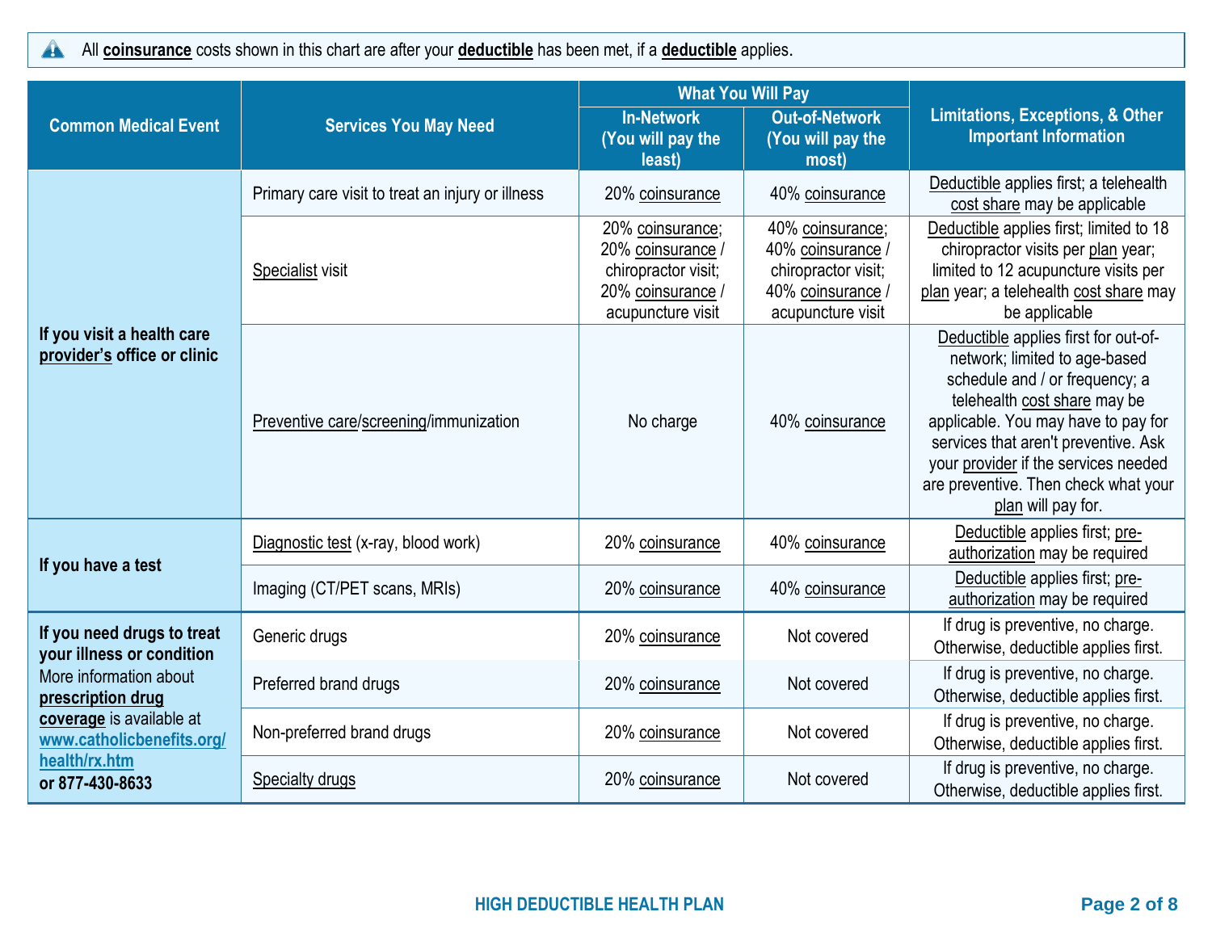All **coinsurance** costs shown in this chart are after your **deductible** has been met, if a **deductible** applies.

| Common Medical Event | Services You May Need | What You Will Pay | | Limitations, Exceptions, & Other Important Information |
|---|---|---|---|---|
| | | In-Network (You will pay the least) | Out-of-Network (You will pay the most) | |
| **If you visit a health care provider's office or clinic** | Primary care visit to treat an injury or illness | 20% coinsurance | 40% coinsurance | Deductible applies first; a telehealth cost share may be applicable |
| | Specialist visit | 20% coinsurance; 20% coinsurance / chiropractor visit; 20% coinsurance / acupuncture visit | 40% coinsurance; 40% coinsurance / chiropractor visit; 40% coinsurance / acupuncture visit | Deductible applies first; limited to 18 chiropractor visits per plan year; limited to 12 acupuncture visits per plan year; a telehealth cost share may be applicable |
| | Preventive care/screening/immunization | No charge | 40% coinsurance | Deductible applies first for out-of-network; limited to age-based schedule and / or frequency; a telehealth cost share may be applicable. You may have to pay for services that aren't preventive. Ask your provider if the services needed are preventive. Then check what your plan will pay for. |
| **If you have a test** | Diagnostic test (x-ray, blood work) | 20% coinsurance | 40% coinsurance | Deductible applies first; pre-authorization may be required |
| | Imaging (CT/PET scans, MRIs) | 20% coinsurance | 40% coinsurance | Deductible applies first; pre-authorization may be required |
| **If you need drugs to treat your illness or condition** More information about **prescription drug coverage** is available at **www.catholicbenefits.org/health/rx.htm** **or 877-430-8633** | Generic drugs | 20% coinsurance | Not covered | If drug is preventive, no charge. Otherwise, deductible applies first. |
| | Preferred brand drugs | 20% coinsurance | Not covered | If drug is preventive, no charge. Otherwise, deductible applies first. |
| | Non-preferred brand drugs | 20% coinsurance | Not covered | If drug is preventive, no charge. Otherwise, deductible applies first. |
| | Specialty drugs | 20% coinsurance | Not covered | If drug is preventive, no charge. Otherwise, deductible applies first. |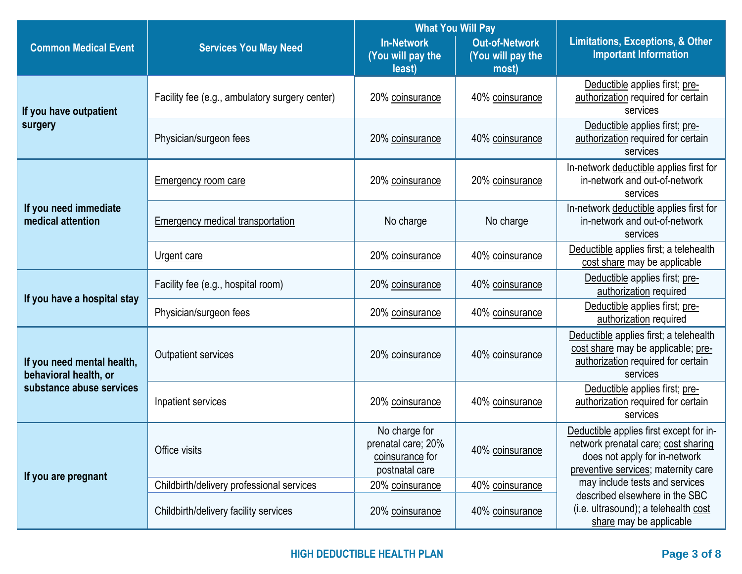| Common Medical Event | Services You May Need | What You Will Pay | | Limitations, Exceptions, & Other Important Information |
|---|---|---|---|---|
| | | In-Network (You will pay the least) | Out-of-Network (You will pay the most) | |
| If you have outpatient surgery | Facility fee (e.g., ambulatory surgery center) | 20% coinsurance | 40% coinsurance | Deductible applies first; pre-authorization required for certain services |
| | Physician/surgeon fees | 20% coinsurance | 40% coinsurance | Deductible applies first; pre-authorization required for certain services |
| If you need immediate medical attention | Emergency room care | 20% coinsurance | 20% coinsurance | In-network deductible applies first for in-network and out-of-network services |
| | Emergency medical transportation | No charge | No charge | In-network deductible applies first for in-network and out-of-network services |
| | Urgent care | 20% coinsurance | 40% coinsurance | Deductible applies first; a telehealth cost share may be applicable |
| If you have a hospital stay | Facility fee (e.g., hospital room) | 20% coinsurance | 40% coinsurance | Deductible applies first; pre-authorization required |
| | Physician/surgeon fees | 20% coinsurance | 40% coinsurance | Deductible applies first; pre-authorization required |
| If you need mental health, behavioral health, or substance abuse services | Outpatient services | 20% coinsurance | 40% coinsurance | Deductible applies first; a telehealth cost share may be applicable; pre-authorization required for certain services |
| | Inpatient services | 20% coinsurance | 40% coinsurance | Deductible applies first; pre-authorization required for certain services |
| If you are pregnant | Office visits | No charge for prenatal care; 20% coinsurance for postnatal care | 40% coinsurance | Deductible applies first except for in-network prenatal care; cost sharing does not apply for in-network preventive services; maternity care may include tests and services described elsewhere in the SBC (i.e. ultrasound); a telehealth cost share may be applicable |
| | Childbirth/delivery professional services | 20% coinsurance | 40% coinsurance | |
| | Childbirth/delivery facility services | 20% coinsurance | 40% coinsurance | |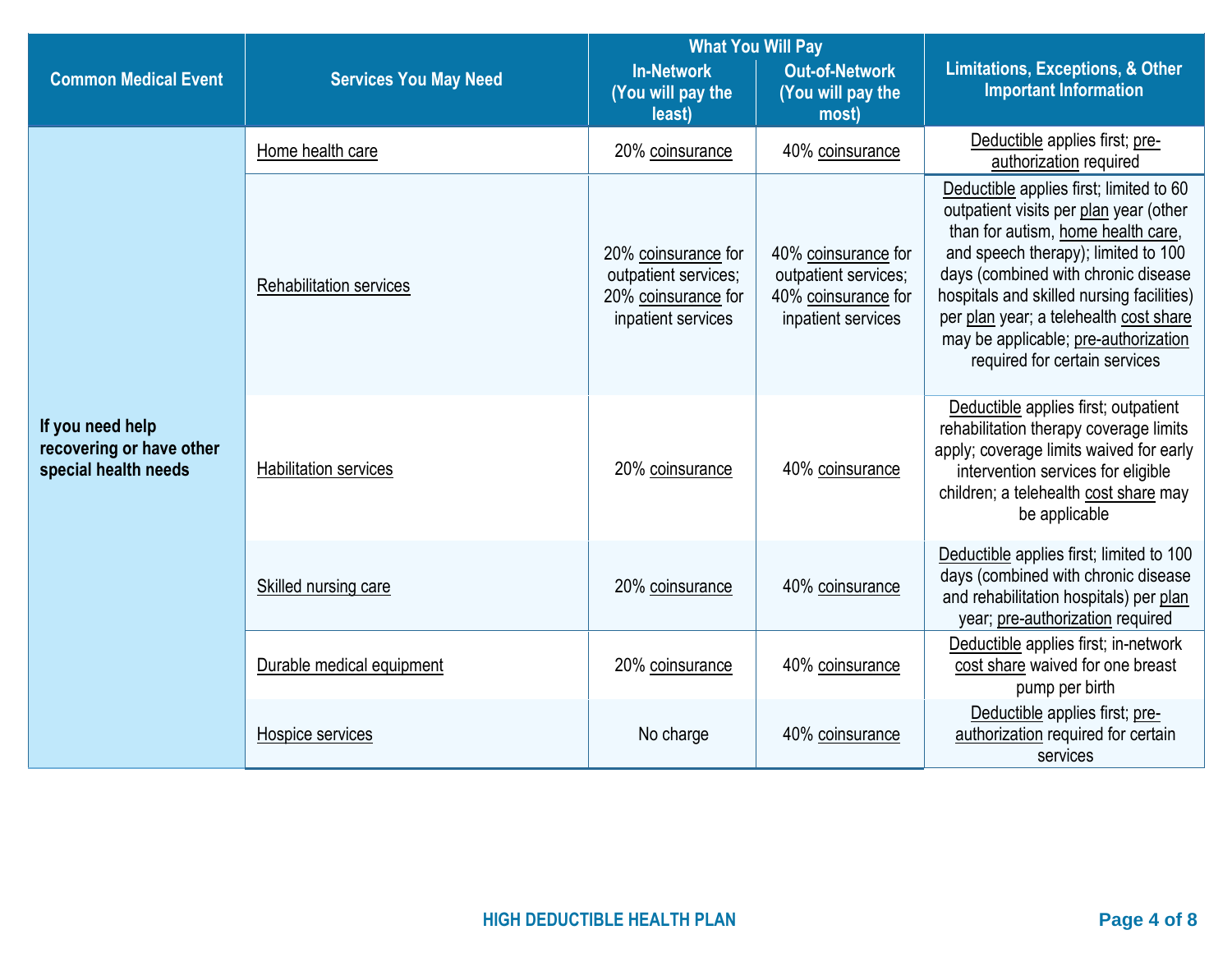| Common Medical Event | Services You May Need | What You Will Pay In-Network (You will pay the least) | What You Will Pay Out-of-Network (You will pay the most) | Limitations, Exceptions, & Other Important Information |
|---|---|---|---|---|
| If you need help recovering or have other special health needs | Home health care | 20% coinsurance | 40% coinsurance | Deductible applies first; pre-authorization required |
| | Rehabilitation services | 20% coinsurance for outpatient services; 20% coinsurance for inpatient services | 40% coinsurance for outpatient services; 40% coinsurance for inpatient services | Deductible applies first; limited to 60 outpatient visits per plan year (other than for autism, home health care, and speech therapy); limited to 100 days (combined with chronic disease hospitals and skilled nursing facilities) per plan year; a telehealth cost share may be applicable; pre-authorization required for certain services |
| | Habilitation services | 20% coinsurance | 40% coinsurance | Deductible applies first; outpatient rehabilitation therapy coverage limits apply; coverage limits waived for early intervention services for eligible children; a telehealth cost share may be applicable |
| | Skilled nursing care | 20% coinsurance | 40% coinsurance | Deductible applies first; limited to 100 days (combined with chronic disease and rehabilitation hospitals) per plan year; pre-authorization required |
| | Durable medical equipment | 20% coinsurance | 40% coinsurance | Deductible applies first; in-network cost share waived for one breast pump per birth |
| | Hospice services | No charge | 40% coinsurance | Deductible applies first; pre-authorization required for certain services |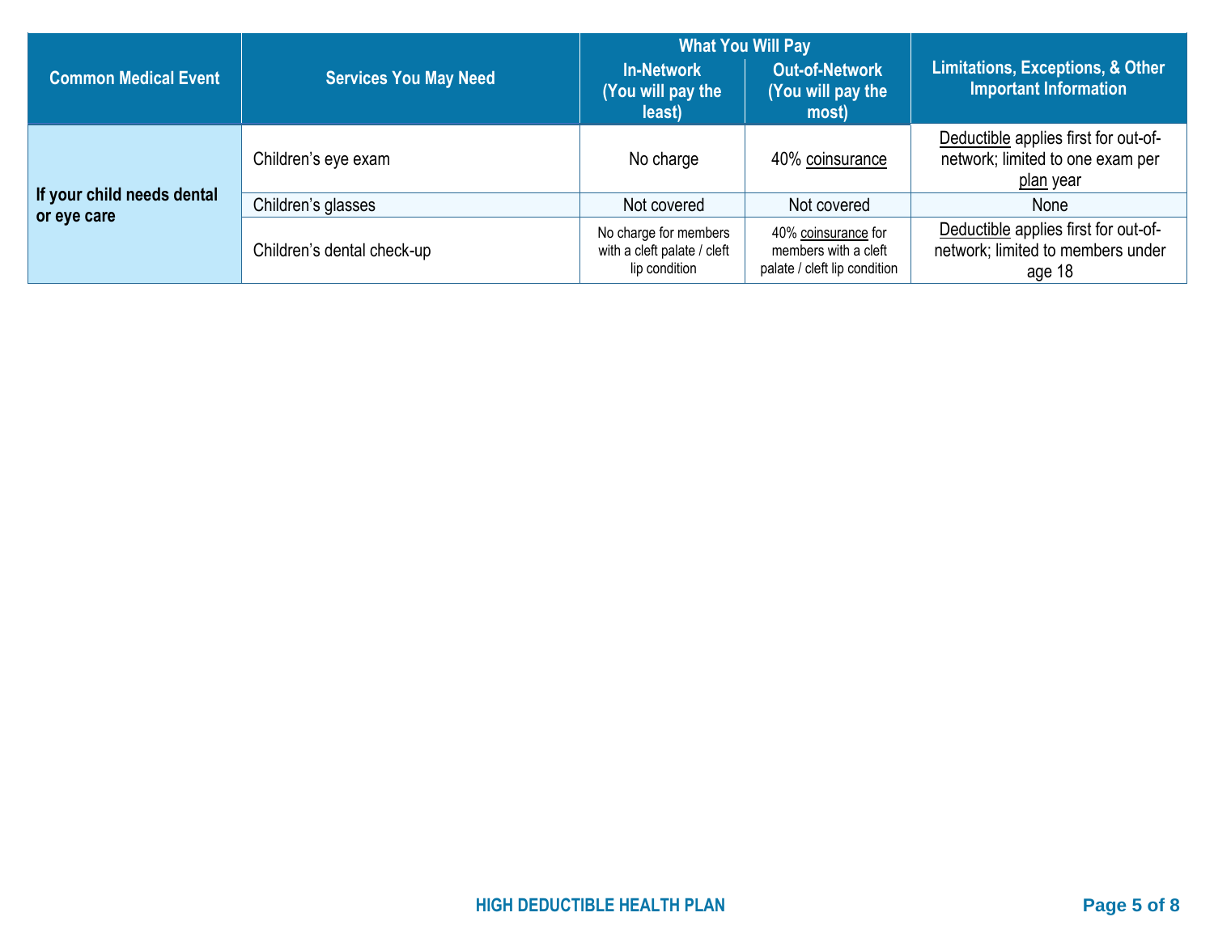| Common Medical Event | Services You May Need | What You Will Pay | | Limitations, Exceptions, & Other Important Information |
|---|---|---|---|---|
| | | In-Network (You will pay the least) | Out-of-Network (You will pay the most) | |
| If your child needs dental or eye care | Children's eye exam | No charge | 40% coinsurance | Deductible applies first for out-of-network; limited to one exam per plan year |
| | Children's glasses | Not covered | Not covered | None |
| | Children's dental check-up | No charge for members with a cleft palate / cleft lip condition | 40% coinsurance for members with a cleft palate / cleft lip condition | Deductible applies first for out-of-network; limited to members under age 18 |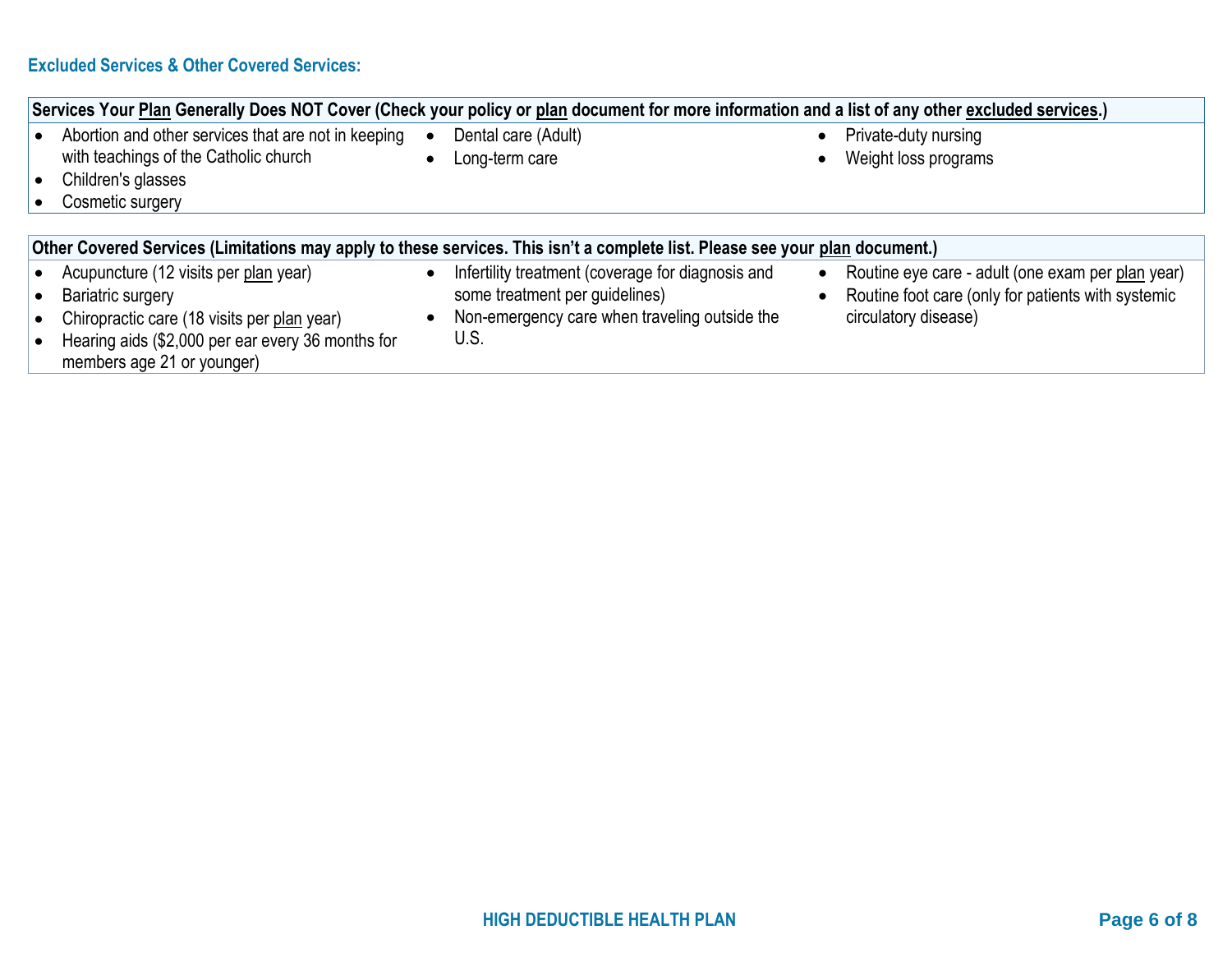### Excluded Services & Other Covered Services:

**Services Your Plan Generally Does NOT Cover (Check your policy or plan document for more information and a list of any other excluded services.)**

- Abortion and other services that are not in keeping with teachings of the Catholic church
- Children's glasses
- Cosmetic surgery
- Dental care (Adult)
- Long-term care
- Private-duty nursing
- Weight loss programs

**Other Covered Services (Limitations may apply to these services. This isn't a complete list. Please see your plan document.)**

- Acupuncture (12 visits per plan year)
- Bariatric surgery
- Chiropractic care (18 visits per plan year)
- Hearing aids ($2,000 per ear every 36 months for members age 21 or younger)
- Infertility treatment (coverage for diagnosis and some treatment per guidelines)
- Non-emergency care when traveling outside the U.S.
- Routine eye care - adult (one exam per plan year)
- Routine foot care (only for patients with systemic circulatory disease)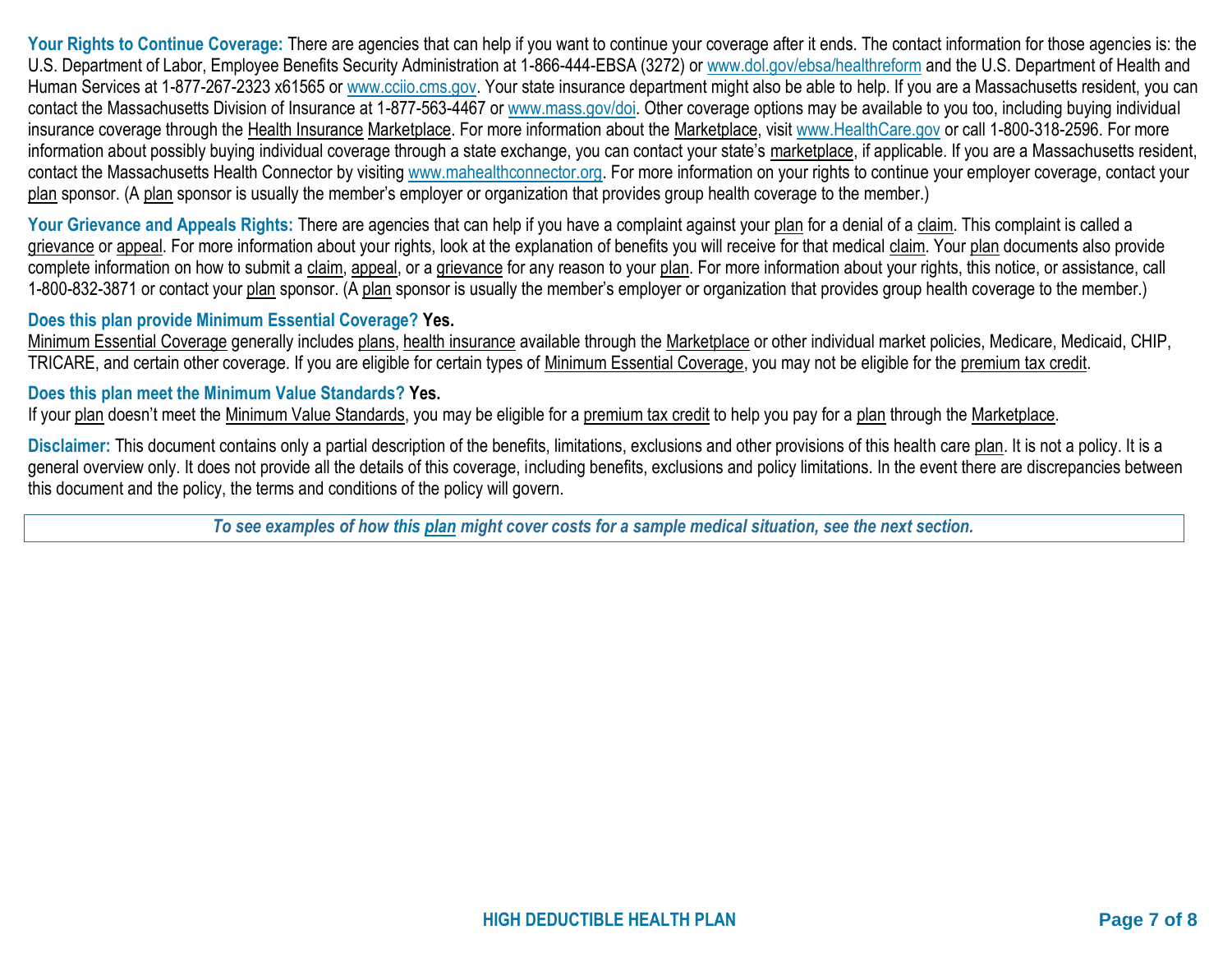**Your Rights to Continue Coverage:** There are agencies that can help if you want to continue your coverage after it ends. The contact information for those agencies is: the U.S. Department of Labor, Employee Benefits Security Administration at 1-866-444-EBSA (3272) or www.dol.gov/ebsa/healthreform and the U.S. Department of Health and Human Services at 1-877-267-2323 x61565 or www.cciio.cms.gov. Your state insurance department might also be able to help. If you are a Massachusetts resident, you can contact the Massachusetts Division of Insurance at 1-877-563-4467 or www.mass.gov/doi. Other coverage options may be available to you too, including buying individual insurance coverage through the Health Insurance Marketplace. For more information about the Marketplace, visit www.HealthCare.gov or call 1-800-318-2596. For more information about possibly buying individual coverage through a state exchange, you can contact your state's marketplace, if applicable. If you are a Massachusetts resident, contact the Massachusetts Health Connector by visiting www.mahealthconnector.org. For more information on your rights to continue your employer coverage, contact your plan sponsor. (A plan sponsor is usually the member's employer or organization that provides group health coverage to the member.)

**Your Grievance and Appeals Rights:** There are agencies that can help if you have a complaint against your plan for a denial of a claim. This complaint is called a grievance or appeal. For more information about your rights, look at the explanation of benefits you will receive for that medical claim. Your plan documents also provide complete information on how to submit a claim, appeal, or a grievance for any reason to your plan. For more information about your rights, this notice, or assistance, call 1-800-832-3871 or contact your plan sponsor. (A plan sponsor is usually the member's employer or organization that provides group health coverage to the member.)

**Does this plan provide Minimum Essential Coverage? Yes.**

Minimum Essential Coverage generally includes plans, health insurance available through the Marketplace or other individual market policies, Medicare, Medicaid, CHIP, TRICARE, and certain other coverage. If you are eligible for certain types of Minimum Essential Coverage, you may not be eligible for the premium tax credit.

**Does this plan meet the Minimum Value Standards? Yes.**

If your plan doesn't meet the Minimum Value Standards, you may be eligible for a premium tax credit to help you pay for a plan through the Marketplace.

**Disclaimer:** This document contains only a partial description of the benefits, limitations, exclusions and other provisions of this health care plan. It is not a policy. It is a general overview only. It does not provide all the details of this coverage, including benefits, exclusions and policy limitations. In the event there are discrepancies between this document and the policy, the terms and conditions of the policy will govern.

***To see examples of how this plan might cover costs for a sample medical situation, see the next section.***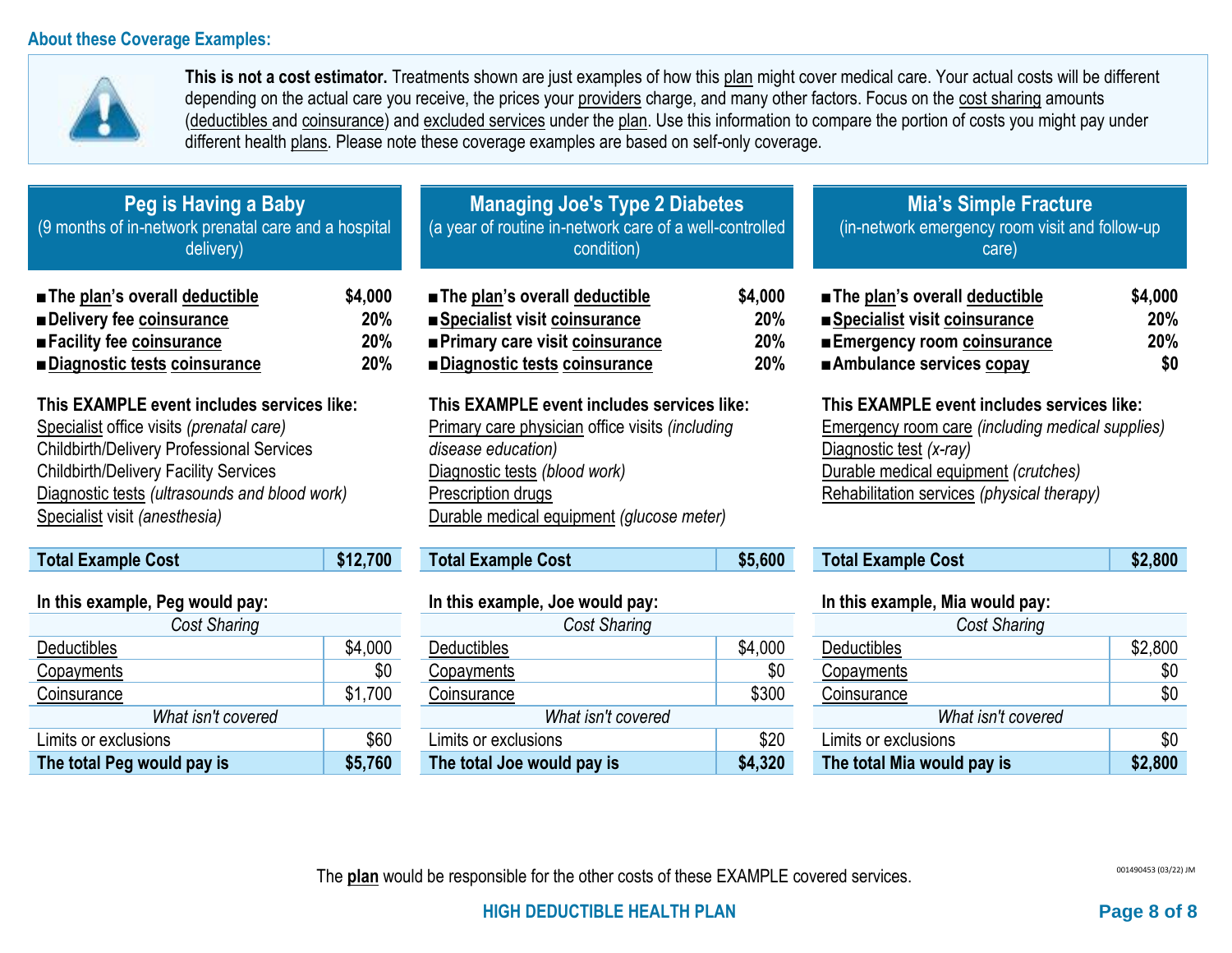## About these Coverage Examples:

**This is not a cost estimator.** Treatments shown are just examples of how this plan might cover medical care. Your actual costs will be different depending on the actual care you receive, the prices your providers charge, and many other factors. Focus on the cost sharing amounts (deductibles and coinsurance) and excluded services under the plan. Use this information to compare the portion of costs you might pay under different health plans. Please note these coverage examples are based on self-only coverage.

### Peg is Having a Baby
(9 months of in-network prenatal care and a hospital delivery)

| | |
|---|---|
| ■ **The plan's overall deductible** | **$4,000** |
| ■ **Delivery fee coinsurance** | **20%** |
| ■ **Facility fee coinsurance** | **20%** |
| ■ **Diagnostic tests coinsurance** | **20%** |

**This EXAMPLE event includes services like:**
Specialist office visits *(prenatal care)*
Childbirth/Delivery Professional Services
Childbirth/Delivery Facility Services
Diagnostic tests *(ultrasounds and blood work)*
Specialist visit *(anesthesia)*

| **Total Example Cost** | **$12,700** |
|---|---|

**In this example, Peg would pay:**

| *Cost Sharing* | |
|---|---|
| Deductibles | $4,000 |
| Copayments | $0 |
| Coinsurance | $1,700 |
| *What isn't covered* | |
| Limits or exclusions | $60 |
| **The total Peg would pay is** | **$5,760** |

### Managing Joe's Type 2 Diabetes
(a year of routine in-network care of a well-controlled condition)

| | |
|---|---|
| ■ **The plan's overall deductible** | **$4,000** |
| ■ **Specialist visit coinsurance** | **20%** |
| ■ **Primary care visit coinsurance** | **20%** |
| ■ **Diagnostic tests coinsurance** | **20%** |

**This EXAMPLE event includes services like:**
Primary care physician office visits *(including disease education)*
Diagnostic tests *(blood work)*
Prescription drugs
Durable medical equipment *(glucose meter)*

| **Total Example Cost** | **$5,600** |
|---|---|

**In this example, Joe would pay:**

| *Cost Sharing* | |
|---|---|
| Deductibles | $4,000 |
| Copayments | $0 |
| Coinsurance | $300 |
| *What isn't covered* | |
| Limits or exclusions | $20 |
| **The total Joe would pay is** | **$4,320** |

### Mia's Simple Fracture
(in-network emergency room visit and follow-up care)

| | |
|---|---|
| ■ **The plan's overall deductible** | **$4,000** |
| ■ **Specialist visit coinsurance** | **20%** |
| ■ **Emergency room coinsurance** | **20%** |
| ■ **Ambulance services copay** | **$0** |

**This EXAMPLE event includes services like:**
Emergency room care *(including medical supplies)*
Diagnostic test *(x-ray)*
Durable medical equipment *(crutches)*
Rehabilitation services *(physical therapy)*

| **Total Example Cost** | **$2,800** |
|---|---|

**In this example, Mia would pay:**

| *Cost Sharing* | |
|---|---|
| Deductibles | $2,800 |
| Copayments | $0 |
| Coinsurance | $0 |
| *What isn't covered* | |
| Limits or exclusions | $0 |
| **The total Mia would pay is** | **$2,800** |

The **plan** would be responsible for the other costs of these EXAMPLE covered services.

001490453 (03/22) JM